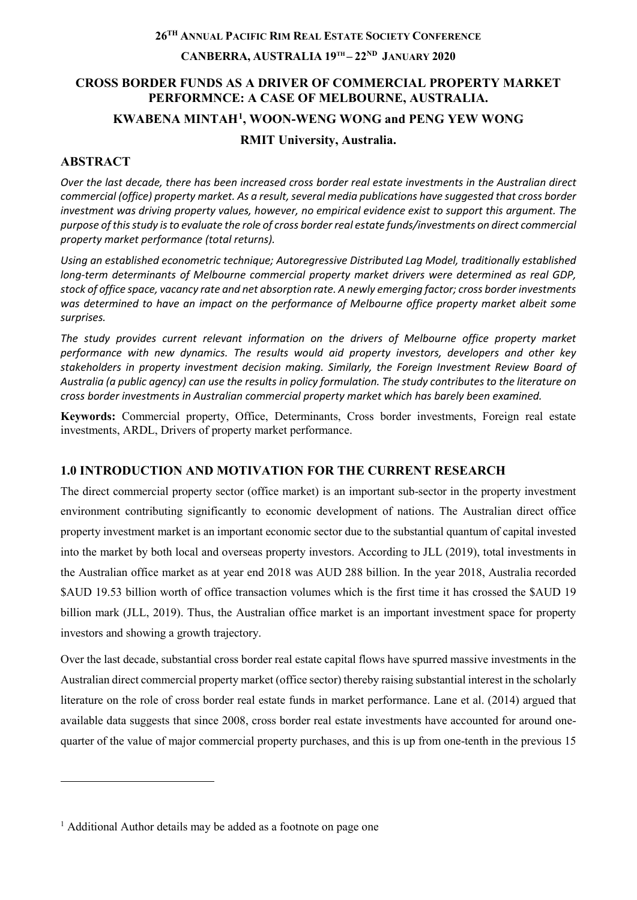**26TH ANNUAL PACIFIC RIM REAL ESTATE SOCIETY CONFERENCE**

**CANBERRA, AUSTRALIA 19TH – 22ND JANUARY 2020**

# CROSS BORDER FUNDS AS A DRIVER OF COMMERCIAL PROPERTY MARKET PERFORMNCE: A CASE OF MELBOURNE, AUSTRALIA.

**KWABENA MINTAH[1], WOON-WENG WONG and PENG YEW WONG**

**RMIT University, Australia.**

## ABSTRACT

*Over the last decade, there has been increased cross border real estate investments in the Australian direct commercial (office) property market. As a result, several media publications have suggested that cross border investment was driving property values, however, no empirical evidence exist to support this argument. The purpose of this study is to evaluate the role of cross border real estate funds/investments on direct commercial property market performance (total returns).*

*Using an established econometric technique; Autoregressive Distributed Lag Model, traditionally established long-term determinants of Melbourne commercial property market drivers were determined as real GDP, stock of office space, vacancy rate and net absorption rate. A newly emerging factor; cross border investments was determined to have an impact on the performance of Melbourne office property market albeit some surprises.*

*The study provides current relevant information on the drivers of Melbourne office property market performance with new dynamics. The results would aid property investors, developers and other key stakeholders in property investment decision making. Similarly, the Foreign Investment Review Board of Australia (a public agency) can use the results in policy formulation. The study contributes to the literature on cross border investments in Australian commercial property market which has barely been examined.*

**Keywords:** Commercial property, Office, Determinants, Cross border investments, Foreign real estate investments, ARDL, Drivers of property market performance.

## 1.0 INTRODUCTION AND MOTIVATION FOR THE CURRENT RESEARCH

The direct commercial property sector (office market) is an important sub-sector in the property investment environment contributing significantly to economic development of nations. The Australian direct office property investment market is an important economic sector due to the substantial quantum of capital invested into the market by both local and overseas property investors. According to JLL (2019), total investments in the Australian office market as at year end 2018 was AUD 288 billion. In the year 2018, Australia recorded $AUD 19.53 billion worth of office transaction volumes which is the first time it has crossed the $AUD 19 billion mark (JLL, 2019). Thus, the Australian office market is an important investment space for property investors and showing a growth trajectory.

Over the last decade, substantial cross border real estate capital flows have spurred massive investments in the Australian direct commercial property market (office sector) thereby raising substantial interest in the scholarly literature on the role of cross border real estate funds in market performance. Lane et al. (2014) argued that available data suggests that since 2008, cross border real estate investments have accounted for around one-quarter of the value of major commercial property purchases, and this is up from one-tenth in the previous 15

[1] Additional Author details may be added as a footnote on page one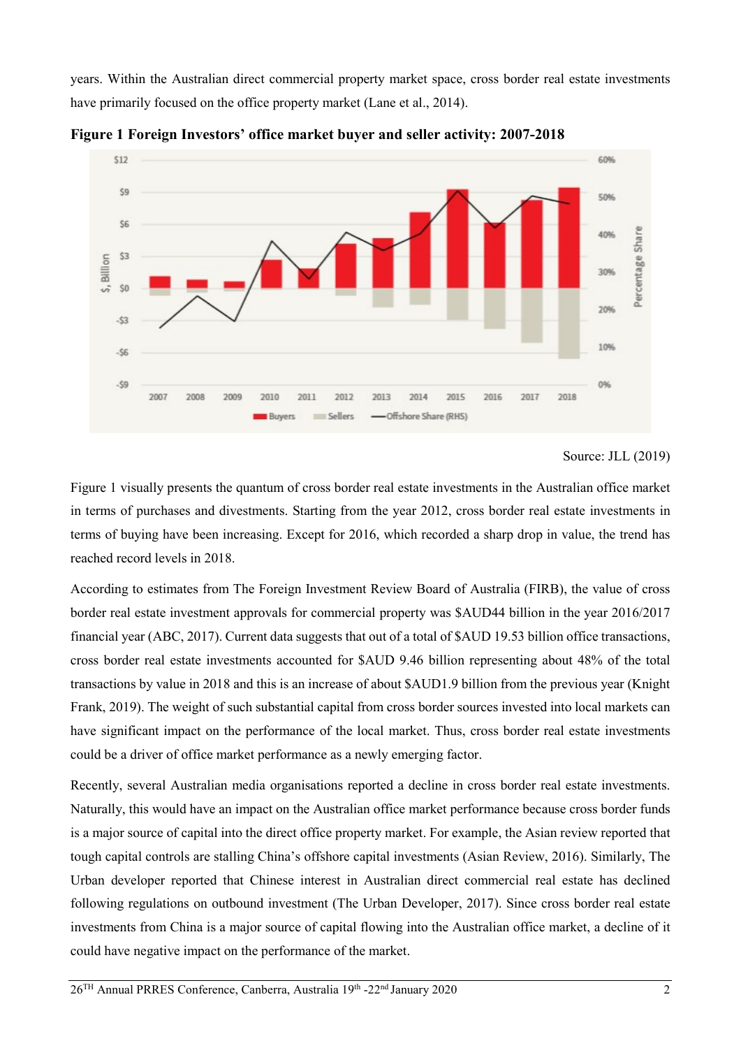years. Within the Australian direct commercial property market space, cross border real estate investments have primarily focused on the office property market (Lane et al., 2014).

**Figure 1 Foreign Investors' office market buyer and seller activity: 2007-2018**

Source: JLL (2019)

Figure 1 visually presents the quantum of cross border real estate investments in the Australian office market in terms of purchases and divestments. Starting from the year 2012, cross border real estate investments in terms of buying have been increasing. Except for 2016, which recorded a sharp drop in value, the trend has reached record levels in 2018.

According to estimates from The Foreign Investment Review Board of Australia (FIRB), the value of cross border real estate investment approvals for commercial property was $AUD44 billion in the year 2016/2017 financial year (ABC, 2017). Current data suggests that out of a total of $AUD 19.53 billion office transactions, cross border real estate investments accounted for $AUD 9.46 billion representing about 48% of the total transactions by value in 2018 and this is an increase of about $AUD1.9 billion from the previous year (Knight Frank, 2019). The weight of such substantial capital from cross border sources invested into local markets can have significant impact on the performance of the local market. Thus, cross border real estate investments could be a driver of office market performance as a newly emerging factor.

Recently, several Australian media organisations reported a decline in cross border real estate investments. Naturally, this would have an impact on the Australian office market performance because cross border funds is a major source of capital into the direct office property market. For example, the Asian review reported that tough capital controls are stalling China's offshore capital investments (Asian Review, 2016). Similarly, The Urban developer reported that Chinese interest in Australian direct commercial real estate has declined following regulations on outbound investment (The Urban Developer, 2017). Since cross border real estate investments from China is a major source of capital flowing into the Australian office market, a decline of it could have negative impact on the performance of the market.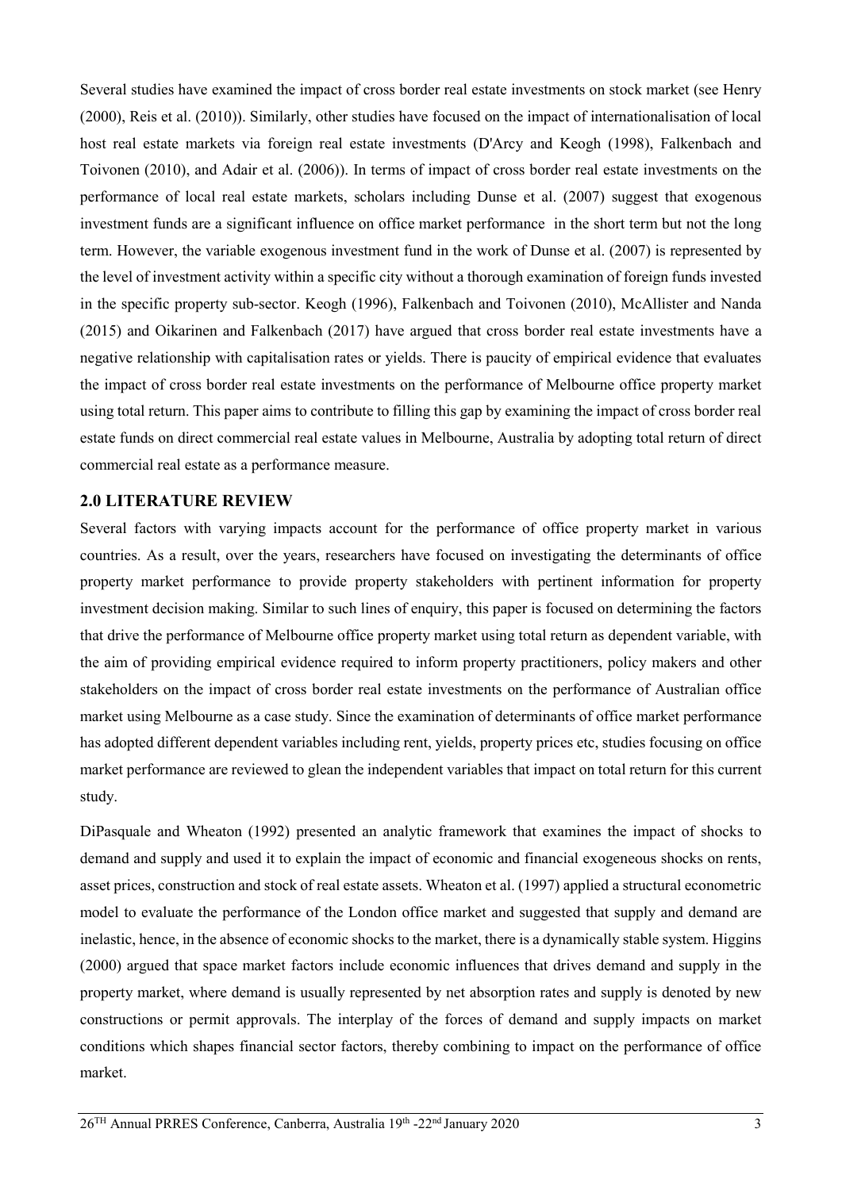Several studies have examined the impact of cross border real estate investments on stock market (see Henry (2000), Reis et al. (2010)). Similarly, other studies have focused on the impact of internationalisation of local host real estate markets via foreign real estate investments (D'Arcy and Keogh (1998), Falkenbach and Toivonen (2010), and Adair et al. (2006)). In terms of impact of cross border real estate investments on the performance of local real estate markets, scholars including Dunse et al. (2007) suggest that exogenous investment funds are a significant influence on office market performance in the short term but not the long term. However, the variable exogenous investment fund in the work of Dunse et al. (2007) is represented by the level of investment activity within a specific city without a thorough examination of foreign funds invested in the specific property sub-sector. Keogh (1996), Falkenbach and Toivonen (2010), McAllister and Nanda (2015) and Oikarinen and Falkenbach (2017) have argued that cross border real estate investments have a negative relationship with capitalisation rates or yields. There is paucity of empirical evidence that evaluates the impact of cross border real estate investments on the performance of Melbourne office property market using total return. This paper aims to contribute to filling this gap by examining the impact of cross border real estate funds on direct commercial real estate values in Melbourne, Australia by adopting total return of direct commercial real estate as a performance measure.

## 2.0 LITERATURE REVIEW

Several factors with varying impacts account for the performance of office property market in various countries. As a result, over the years, researchers have focused on investigating the determinants of office property market performance to provide property stakeholders with pertinent information for property investment decision making. Similar to such lines of enquiry, this paper is focused on determining the factors that drive the performance of Melbourne office property market using total return as dependent variable, with the aim of providing empirical evidence required to inform property practitioners, policy makers and other stakeholders on the impact of cross border real estate investments on the performance of Australian office market using Melbourne as a case study. Since the examination of determinants of office market performance has adopted different dependent variables including rent, yields, property prices etc, studies focusing on office market performance are reviewed to glean the independent variables that impact on total return for this current study.

DiPasquale and Wheaton (1992) presented an analytic framework that examines the impact of shocks to demand and supply and used it to explain the impact of economic and financial exogeneous shocks on rents, asset prices, construction and stock of real estate assets. Wheaton et al. (1997) applied a structural econometric model to evaluate the performance of the London office market and suggested that supply and demand are inelastic, hence, in the absence of economic shocks to the market, there is a dynamically stable system. Higgins (2000) argued that space market factors include economic influences that drives demand and supply in the property market, where demand is usually represented by net absorption rates and supply is denoted by new constructions or permit approvals. The interplay of the forces of demand and supply impacts on market conditions which shapes financial sector factors, thereby combining to impact on the performance of office market.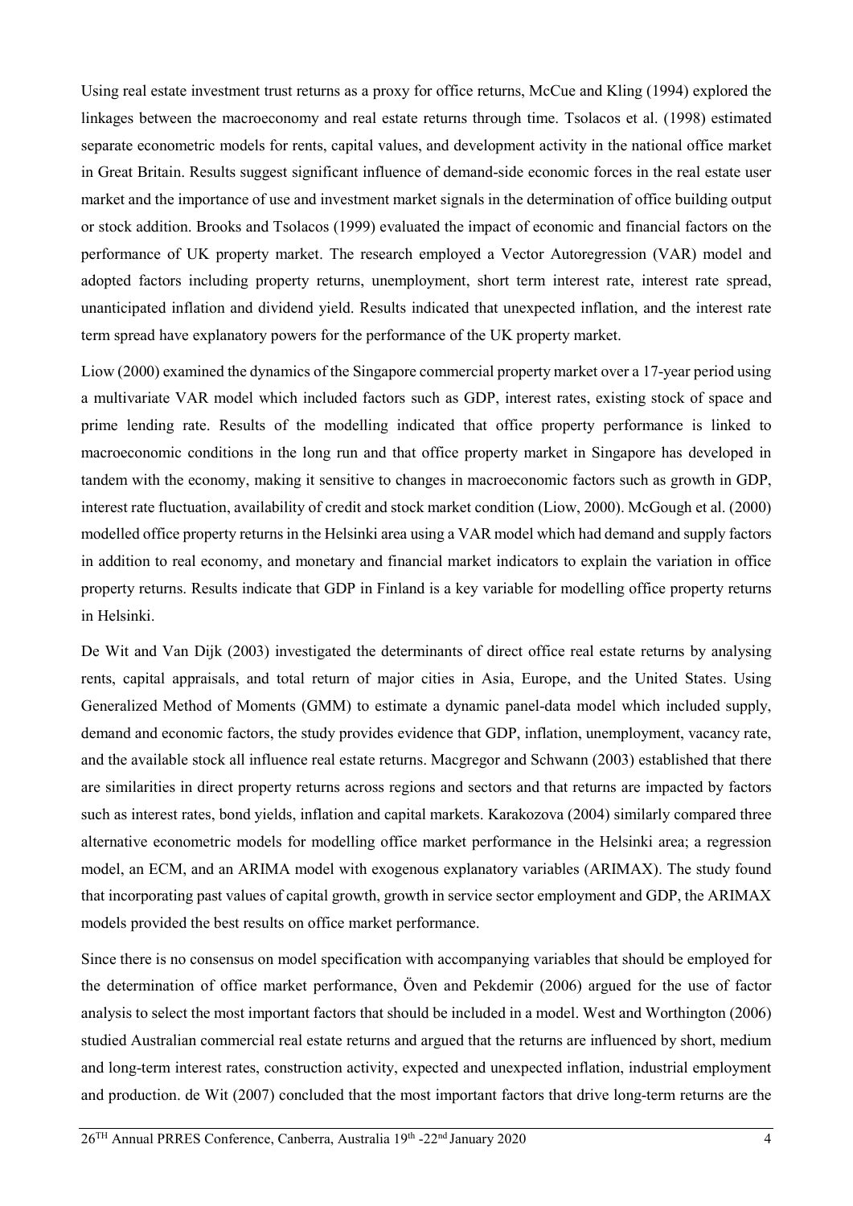Using real estate investment trust returns as a proxy for office returns, McCue and Kling (1994) explored the linkages between the macroeconomy and real estate returns through time. Tsolacos et al. (1998) estimated separate econometric models for rents, capital values, and development activity in the national office market in Great Britain. Results suggest significant influence of demand-side economic forces in the real estate user market and the importance of use and investment market signals in the determination of office building output or stock addition. Brooks and Tsolacos (1999) evaluated the impact of economic and financial factors on the performance of UK property market. The research employed a Vector Autoregression (VAR) model and adopted factors including property returns, unemployment, short term interest rate, interest rate spread, unanticipated inflation and dividend yield. Results indicated that unexpected inflation, and the interest rate term spread have explanatory powers for the performance of the UK property market.

Liow (2000) examined the dynamics of the Singapore commercial property market over a 17-year period using a multivariate VAR model which included factors such as GDP, interest rates, existing stock of space and prime lending rate. Results of the modelling indicated that office property performance is linked to macroeconomic conditions in the long run and that office property market in Singapore has developed in tandem with the economy, making it sensitive to changes in macroeconomic factors such as growth in GDP, interest rate fluctuation, availability of credit and stock market condition (Liow, 2000). McGough et al. (2000) modelled office property returns in the Helsinki area using a VAR model which had demand and supply factors in addition to real economy, and monetary and financial market indicators to explain the variation in office property returns. Results indicate that GDP in Finland is a key variable for modelling office property returns in Helsinki.

De Wit and Van Dijk (2003) investigated the determinants of direct office real estate returns by analysing rents, capital appraisals, and total return of major cities in Asia, Europe, and the United States. Using Generalized Method of Moments (GMM) to estimate a dynamic panel-data model which included supply, demand and economic factors, the study provides evidence that GDP, inflation, unemployment, vacancy rate, and the available stock all influence real estate returns. Macgregor and Schwann (2003) established that there are similarities in direct property returns across regions and sectors and that returns are impacted by factors such as interest rates, bond yields, inflation and capital markets. Karakozova (2004) similarly compared three alternative econometric models for modelling office market performance in the Helsinki area; a regression model, an ECM, and an ARIMA model with exogenous explanatory variables (ARIMAX). The study found that incorporating past values of capital growth, growth in service sector employment and GDP, the ARIMAX models provided the best results on office market performance.

Since there is no consensus on model specification with accompanying variables that should be employed for the determination of office market performance, Öven and Pekdemir (2006) argued for the use of factor analysis to select the most important factors that should be included in a model. West and Worthington (2006) studied Australian commercial real estate returns and argued that the returns are influenced by short, medium and long-term interest rates, construction activity, expected and unexpected inflation, industrial employment and production. de Wit (2007) concluded that the most important factors that drive long-term returns are the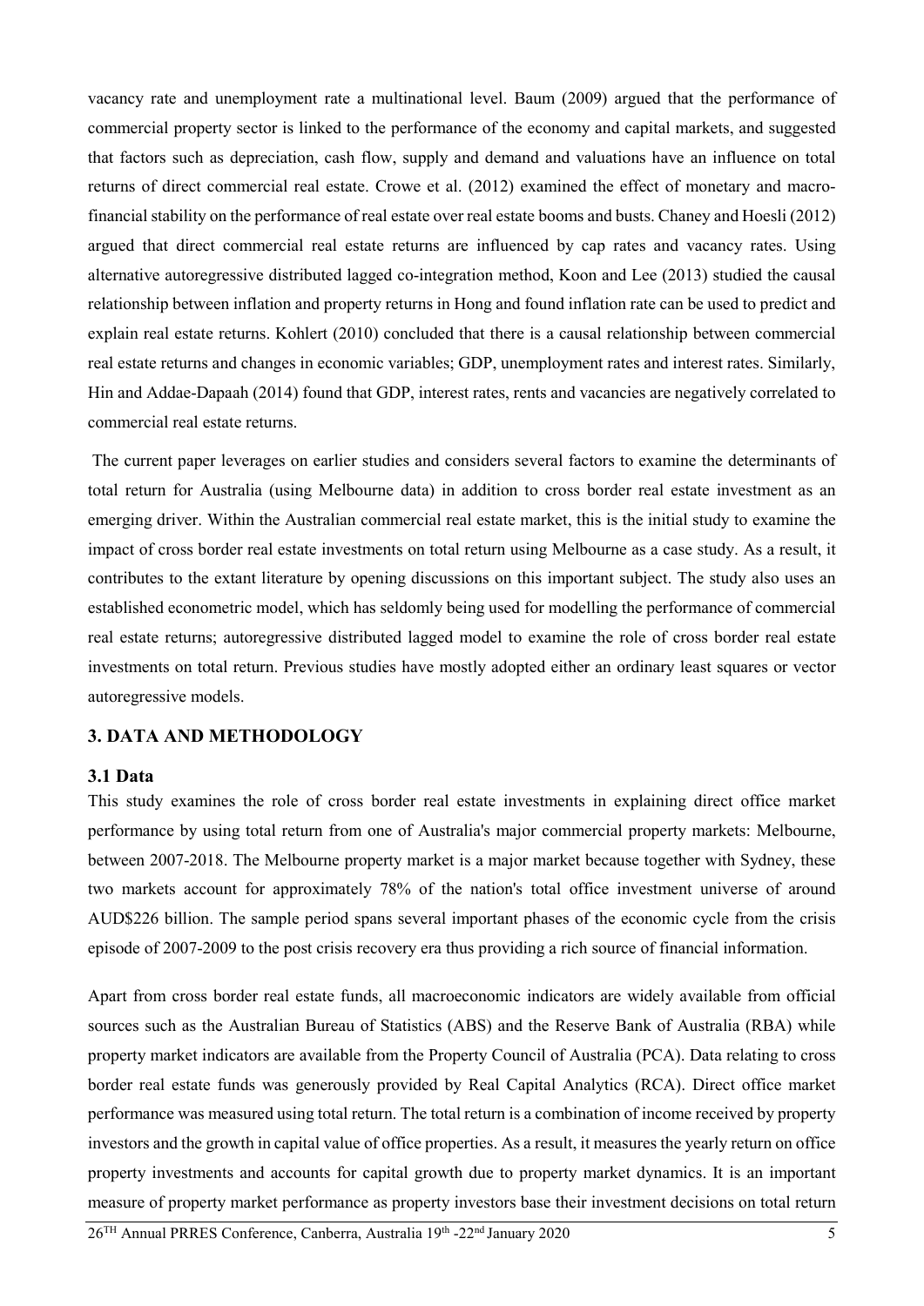vacancy rate and unemployment rate a multinational level. Baum (2009) argued that the performance of commercial property sector is linked to the performance of the economy and capital markets, and suggested that factors such as depreciation, cash flow, supply and demand and valuations have an influence on total returns of direct commercial real estate. Crowe et al. (2012) examined the effect of monetary and macro-financial stability on the performance of real estate over real estate booms and busts. Chaney and Hoesli (2012) argued that direct commercial real estate returns are influenced by cap rates and vacancy rates. Using alternative autoregressive distributed lagged co-integration method, Koon and Lee (2013) studied the causal relationship between inflation and property returns in Hong and found inflation rate can be used to predict and explain real estate returns. Kohlert (2010) concluded that there is a causal relationship between commercial real estate returns and changes in economic variables; GDP, unemployment rates and interest rates. Similarly, Hin and Addae-Dapaah (2014) found that GDP, interest rates, rents and vacancies are negatively correlated to commercial real estate returns.

The current paper leverages on earlier studies and considers several factors to examine the determinants of total return for Australia (using Melbourne data) in addition to cross border real estate investment as an emerging driver. Within the Australian commercial real estate market, this is the initial study to examine the impact of cross border real estate investments on total return using Melbourne as a case study. As a result, it contributes to the extant literature by opening discussions on this important subject. The study also uses an established econometric model, which has seldomly being used for modelling the performance of commercial real estate returns; autoregressive distributed lagged model to examine the role of cross border real estate investments on total return. Previous studies have mostly adopted either an ordinary least squares or vector autoregressive models.

## 3. DATA AND METHODOLOGY

### 3.1 Data

This study examines the role of cross border real estate investments in explaining direct office market performance by using total return from one of Australia's major commercial property markets: Melbourne, between 2007-2018. The Melbourne property market is a major market because together with Sydney, these two markets account for approximately 78% of the nation's total office investment universe of around AUD$226 billion. The sample period spans several important phases of the economic cycle from the crisis episode of 2007-2009 to the post crisis recovery era thus providing a rich source of financial information.

Apart from cross border real estate funds, all macroeconomic indicators are widely available from official sources such as the Australian Bureau of Statistics (ABS) and the Reserve Bank of Australia (RBA) while property market indicators are available from the Property Council of Australia (PCA). Data relating to cross border real estate funds was generously provided by Real Capital Analytics (RCA). Direct office market performance was measured using total return. The total return is a combination of income received by property investors and the growth in capital value of office properties. As a result, it measures the yearly return on office property investments and accounts for capital growth due to property market dynamics. It is an important measure of property market performance as property investors base their investment decisions on total return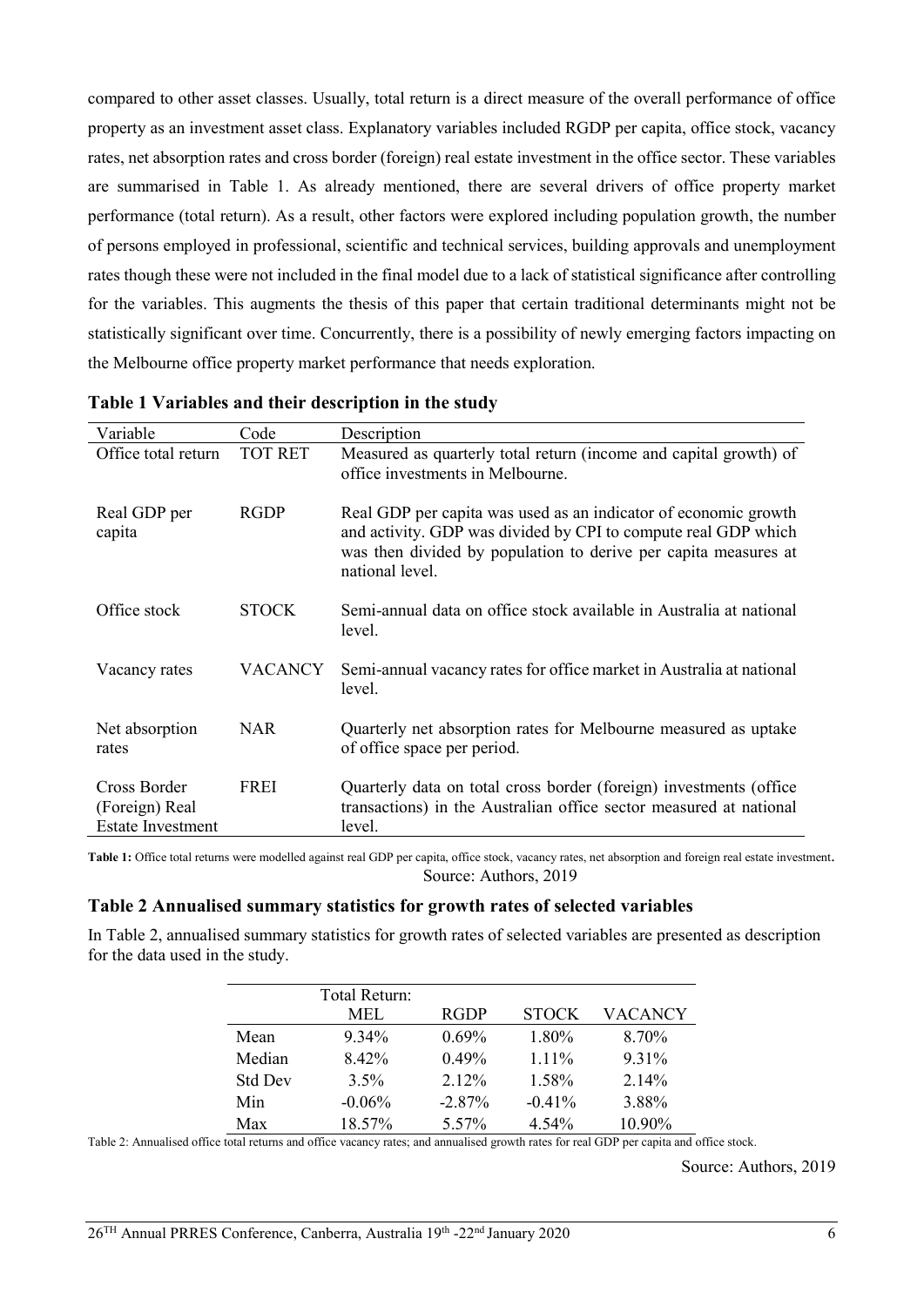compared to other asset classes. Usually, total return is a direct measure of the overall performance of office property as an investment asset class. Explanatory variables included RGDP per capita, office stock, vacancy rates, net absorption rates and cross border (foreign) real estate investment in the office sector. These variables are summarised in Table 1. As already mentioned, there are several drivers of office property market performance (total return). As a result, other factors were explored including population growth, the number of persons employed in professional, scientific and technical services, building approvals and unemployment rates though these were not included in the final model due to a lack of statistical significance after controlling for the variables. This augments the thesis of this paper that certain traditional determinants might not be statistically significant over time. Concurrently, there is a possibility of newly emerging factors impacting on the Melbourne office property market performance that needs exploration.

**Table 1 Variables and their description in the study**

| Variable | Code | Description |
|---|---|---|
| Office total return | TOT RET | Measured as quarterly total return (income and capital growth) of office investments in Melbourne. |
| Real GDP per capita | RGDP | Real GDP per capita was used as an indicator of economic growth and activity. GDP was divided by CPI to compute real GDP which was then divided by population to derive per capita measures at national level. |
| Office stock | STOCK | Semi-annual data on office stock available in Australia at national level. |
| Vacancy rates | VACANCY | Semi-annual vacancy rates for office market in Australia at national level. |
| Net absorption rates | NAR | Quarterly net absorption rates for Melbourne measured as uptake of office space per period. |
| Cross Border (Foreign) Real Estate Investment | FREI | Quarterly data on total cross border (foreign) investments (office transactions) in the Australian office sector measured at national level. |

**Table 1:** Office total returns were modelled against real GDP per capita, office stock, vacancy rates, net absorption and foreign real estate investment.

Source: Authors, 2019

### Table 2 Annualised summary statistics for growth rates of selected variables

In Table 2, annualised summary statistics for growth rates of selected variables are presented as description for the data used in the study.

| | Total Return: MEL | RGDP | STOCK | VACANCY |
|---|---|---|---|---|
| Mean | 9.34% | 0.69% | 1.80% | 8.70% |
| Median | 8.42% | 0.49% | 1.11% | 9.31% |
| Std Dev | 3.5% | 2.12% | 1.58% | 2.14% |
| Min | -0.06% | -2.87% | -0.41% | 3.88% |
| Max | 18.57% | 5.57% | 4.54% | 10.90% |

Table 2: Annualised office total returns and office vacancy rates; and annualised growth rates for real GDP per capita and office stock.

Source: Authors, 2019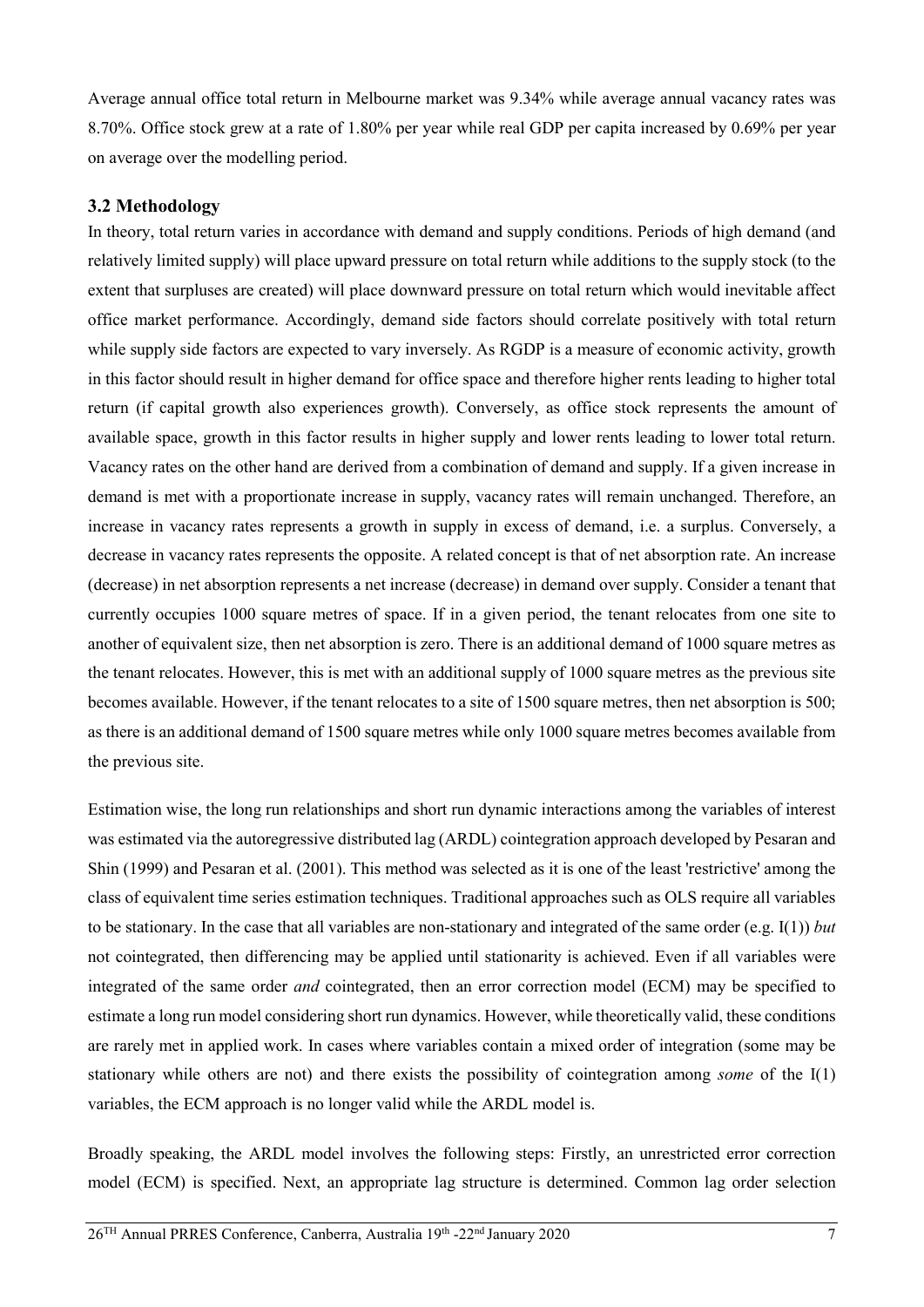Average annual office total return in Melbourne market was 9.34% while average annual vacancy rates was 8.70%. Office stock grew at a rate of 1.80% per year while real GDP per capita increased by 0.69% per year on average over the modelling period.

### 3.2 Methodology

In theory, total return varies in accordance with demand and supply conditions. Periods of high demand (and relatively limited supply) will place upward pressure on total return while additions to the supply stock (to the extent that surpluses are created) will place downward pressure on total return which would inevitable affect office market performance. Accordingly, demand side factors should correlate positively with total return while supply side factors are expected to vary inversely. As RGDP is a measure of economic activity, growth in this factor should result in higher demand for office space and therefore higher rents leading to higher total return (if capital growth also experiences growth). Conversely, as office stock represents the amount of available space, growth in this factor results in higher supply and lower rents leading to lower total return. Vacancy rates on the other hand are derived from a combination of demand and supply. If a given increase in demand is met with a proportionate increase in supply, vacancy rates will remain unchanged. Therefore, an increase in vacancy rates represents a growth in supply in excess of demand, i.e. a surplus. Conversely, a decrease in vacancy rates represents the opposite. A related concept is that of net absorption rate. An increase (decrease) in net absorption represents a net increase (decrease) in demand over supply. Consider a tenant that currently occupies 1000 square metres of space. If in a given period, the tenant relocates from one site to another of equivalent size, then net absorption is zero. There is an additional demand of 1000 square metres as the tenant relocates. However, this is met with an additional supply of 1000 square metres as the previous site becomes available. However, if the tenant relocates to a site of 1500 square metres, then net absorption is 500; as there is an additional demand of 1500 square metres while only 1000 square metres becomes available from the previous site.

Estimation wise, the long run relationships and short run dynamic interactions among the variables of interest was estimated via the autoregressive distributed lag (ARDL) cointegration approach developed by Pesaran and Shin (1999) and Pesaran et al. (2001). This method was selected as it is one of the least 'restrictive' among the class of equivalent time series estimation techniques. Traditional approaches such as OLS require all variables to be stationary. In the case that all variables are non-stationary and integrated of the same order (e.g. I(1)) *but* not cointegrated, then differencing may be applied until stationarity is achieved. Even if all variables were integrated of the same order *and* cointegrated, then an error correction model (ECM) may be specified to estimate a long run model considering short run dynamics. However, while theoretically valid, these conditions are rarely met in applied work. In cases where variables contain a mixed order of integration (some may be stationary while others are not) and there exists the possibility of cointegration among *some* of the I(1) variables, the ECM approach is no longer valid while the ARDL model is.

Broadly speaking, the ARDL model involves the following steps: Firstly, an unrestricted error correction model (ECM) is specified. Next, an appropriate lag structure is determined. Common lag order selection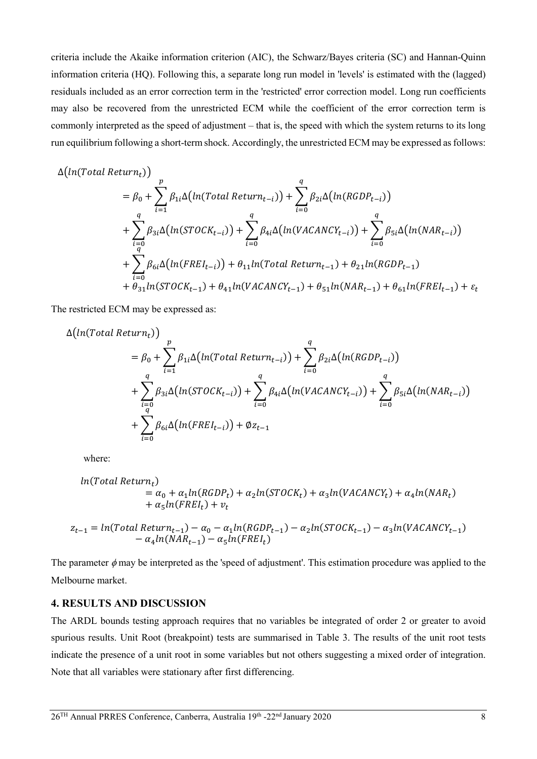criteria include the Akaike information criterion (AIC), the Schwarz/Bayes criteria (SC) and Hannan-Quinn information criteria (HQ). Following this, a separate long run model in 'levels' is estimated with the (lagged) residuals included as an error correction term in the 'restricted' error correction model. Long run coefficients may also be recovered from the unrestricted ECM while the coefficient of the error correction term is commonly interpreted as the speed of adjustment – that is, the speed with which the system returns to its long run equilibrium following a short-term shock. Accordingly, the unrestricted ECM may be expressed as follows:

$$
\begin{aligned}
\Delta\big(ln(Total\ Return_t)\big) &= \beta_0 + \sum_{i=1}^{p} \beta_{1i}\Delta\big(ln(Total\ Return_{t-i})\big) + \sum_{i=0}^{q} \beta_{2i}\Delta\big(ln(RGDP_{t-i})\big) \\
&+ \sum_{i=0}^{q} \beta_{3i}\Delta\big(ln(STOCK_{t-i})\big) + \sum_{i=0}^{q} \beta_{4i}\Delta\big(ln(VACANCY_{t-i})\big) + \sum_{i=0}^{q} \beta_{5i}\Delta\big(ln(NAR_{t-i})\big) \\
&+ \sum_{i=0}^{q} \beta_{6i}\Delta\big(ln(FREI_{t-i})\big) + \theta_{11}ln(Total\ Return_{t-1}) + \theta_{21}ln(RGDP_{t-1}) \\
&+ \theta_{31}ln(STOCK_{t-1}) + \theta_{41}ln(VACANCY_{t-1}) + \theta_{51}ln(NAR_{t-1}) + \theta_{61}ln(FREI_{t-1}) + \varepsilon_t
\end{aligned}
$$

The restricted ECM may be expressed as:

$$
\begin{aligned}
\Delta\big(ln(Total\ Return_t)\big) &= \beta_0 + \sum_{i=1}^{p} \beta_{1i}\Delta\big(ln(Total\ Return_{t-i})\big) + \sum_{i=0}^{q} \beta_{2i}\Delta\big(ln(RGDP_{t-i})\big) \\
&+ \sum_{i=0}^{q} \beta_{3i}\Delta\big(ln(STOCK_{t-i})\big) + \sum_{i=0}^{q} \beta_{4i}\Delta\big(ln(VACANCY_{t-i})\big) + \sum_{i=0}^{q} \beta_{5i}\Delta\big(ln(NAR_{t-i})\big) \\
&+ \sum_{i=0}^{q} \beta_{6i}\Delta\big(ln(FREI_{t-i})\big) + \emptyset z_{t-1}
\end{aligned}
$$

where:

$$
\begin{aligned}
ln(Total\ Return_t) &= \alpha_0 + \alpha_1 ln(RGDP_t) + \alpha_2 ln(STOCK_t) + \alpha_3 ln(VACANCY_t) + \alpha_4 ln(NAR_t) \\
&+ \alpha_5 ln(FREI_t) + v_t
\end{aligned}
$$

$$
\begin{aligned}
z_{t-1} = ln(Total\ Return_{t-1}) - \alpha_0 - \alpha_1 ln(RGDP_{t-1}) - \alpha_2 ln(STOCK_{t-1}) - \alpha_3 ln(VACANCY_{t-1}) \\
- \alpha_4 ln(NAR_{t-1}) - \alpha_5 ln(FREI_t)
\end{aligned}
$$

The parameter $\phi$ may be interpreted as the 'speed of adjustment'. This estimation procedure was applied to the Melbourne market.

## 4. RESULTS AND DISCUSSION

The ARDL bounds testing approach requires that no variables be integrated of order 2 or greater to avoid spurious results. Unit Root (breakpoint) tests are summarised in Table 3. The results of the unit root tests indicate the presence of a unit root in some variables but not others suggesting a mixed order of integration. Note that all variables were stationary after first differencing.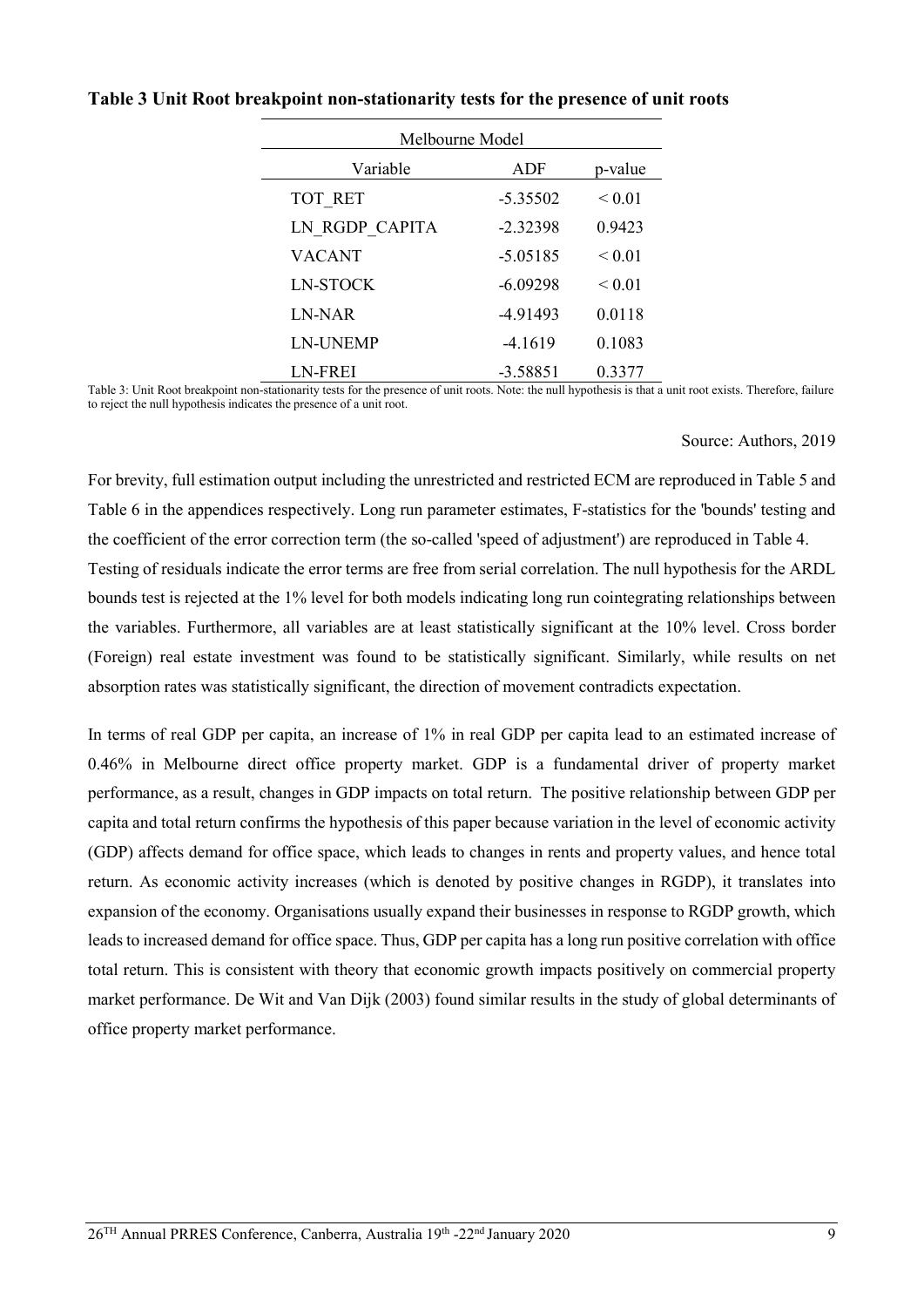**Table 3 Unit Root breakpoint non-stationarity tests for the presence of unit roots**

| Melbourne Model | | |
|---|---|---|
| Variable | ADF | p-value |
| TOT_RET | -5.35502 | < 0.01 |
| LN_RGDP_CAPITA | -2.32398 | 0.9423 |
| VACANT | -5.05185 | < 0.01 |
| LN-STOCK | -6.09298 | < 0.01 |
| LN-NAR | -4.91493 | 0.0118 |
| LN-UNEMP | -4.1619 | 0.1083 |
| LN-FREI | -3.58851 | 0.3377 |

Table 3: Unit Root breakpoint non-stationarity tests for the presence of unit roots. Note: the null hypothesis is that a unit root exists. Therefore, failure to reject the null hypothesis indicates the presence of a unit root.

Source: Authors, 2019

For brevity, full estimation output including the unrestricted and restricted ECM are reproduced in Table 5 and Table 6 in the appendices respectively. Long run parameter estimates, F-statistics for the 'bounds' testing and the coefficient of the error correction term (the so-called 'speed of adjustment') are reproduced in Table 4. Testing of residuals indicate the error terms are free from serial correlation. The null hypothesis for the ARDL bounds test is rejected at the 1% level for both models indicating long run cointegrating relationships between the variables. Furthermore, all variables are at least statistically significant at the 10% level. Cross border (Foreign) real estate investment was found to be statistically significant. Similarly, while results on net absorption rates was statistically significant, the direction of movement contradicts expectation.

In terms of real GDP per capita, an increase of 1% in real GDP per capita lead to an estimated increase of 0.46% in Melbourne direct office property market. GDP is a fundamental driver of property market performance, as a result, changes in GDP impacts on total return. The positive relationship between GDP per capita and total return confirms the hypothesis of this paper because variation in the level of economic activity (GDP) affects demand for office space, which leads to changes in rents and property values, and hence total return. As economic activity increases (which is denoted by positive changes in RGDP), it translates into expansion of the economy. Organisations usually expand their businesses in response to RGDP growth, which leads to increased demand for office space. Thus, GDP per capita has a long run positive correlation with office total return. This is consistent with theory that economic growth impacts positively on commercial property market performance. De Wit and Van Dijk (2003) found similar results in the study of global determinants of office property market performance.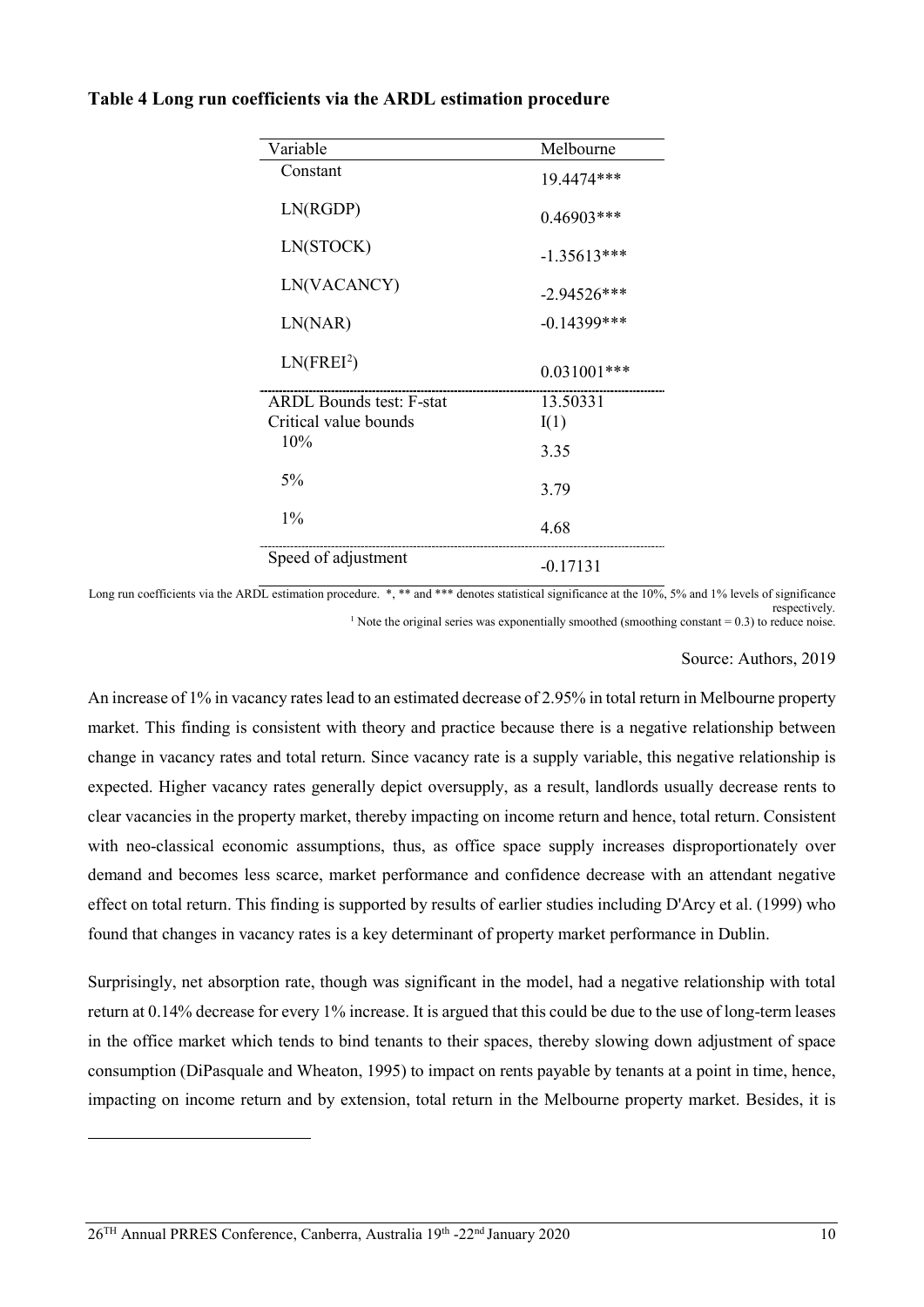**Table 4 Long run coefficients via the ARDL estimation procedure**

| Variable | Melbourne |
|---|---|
| Constant | 19.4474*** |
| LN(RGDP) | 0.46903*** |
| LN(STOCK) | -1.35613*** |
| LN(VACANCY) | -2.94526*** |
| LN(NAR) | -0.14399*** |
| LN(FREI[2]) | 0.031001*** |
| ARDL Bounds test: F-stat | 13.50331 |
| Critical value bounds | I(1) |
| 10% | 3.35 |
| 5% | 3.79 |
| 1% | 4.68 |
| Speed of adjustment | -0.17131 |

Long run coefficients via the ARDL estimation procedure. *, ** and *** denotes statistical significance at the 10%, 5% and 1% levels of significance respectively.
[1] Note the original series was exponentially smoothed (smoothing constant = 0.3) to reduce noise.

Source: Authors, 2019

An increase of 1% in vacancy rates lead to an estimated decrease of 2.95% in total return in Melbourne property market. This finding is consistent with theory and practice because there is a negative relationship between change in vacancy rates and total return. Since vacancy rate is a supply variable, this negative relationship is expected. Higher vacancy rates generally depict oversupply, as a result, landlords usually decrease rents to clear vacancies in the property market, thereby impacting on income return and hence, total return. Consistent with neo-classical economic assumptions, thus, as office space supply increases disproportionately over demand and becomes less scarce, market performance and confidence decrease with an attendant negative effect on total return. This finding is supported by results of earlier studies including D'Arcy et al. (1999) who found that changes in vacancy rates is a key determinant of property market performance in Dublin.

Surprisingly, net absorption rate, though was significant in the model, had a negative relationship with total return at 0.14% decrease for every 1% increase. It is argued that this could be due to the use of long-term leases in the office market which tends to bind tenants to their spaces, thereby slowing down adjustment of space consumption (DiPasquale and Wheaton, 1995) to impact on rents payable by tenants at a point in time, hence, impacting on income return and by extension, total return in the Melbourne property market. Besides, it is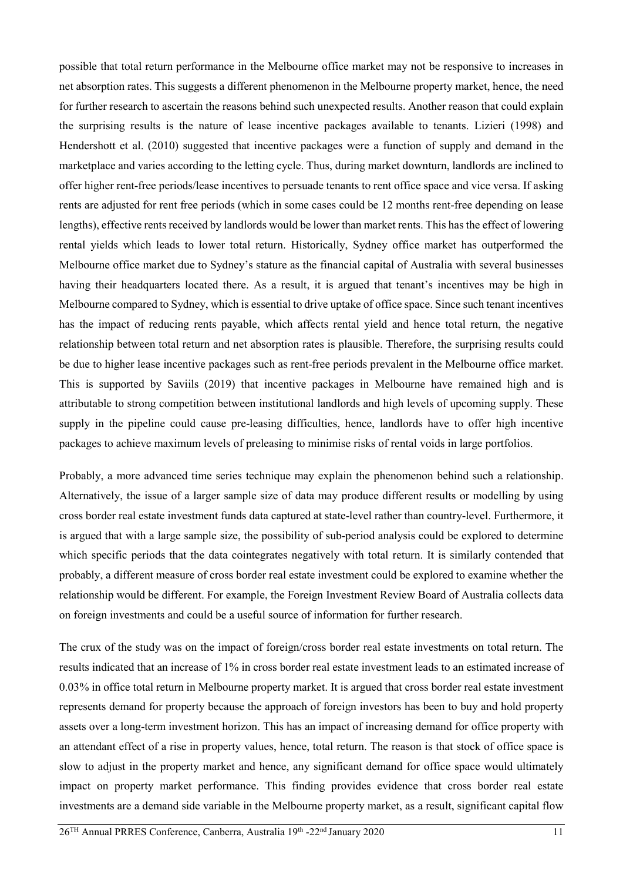possible that total return performance in the Melbourne office market may not be responsive to increases in net absorption rates. This suggests a different phenomenon in the Melbourne property market, hence, the need for further research to ascertain the reasons behind such unexpected results. Another reason that could explain the surprising results is the nature of lease incentive packages available to tenants. Lizieri (1998) and Hendershott et al. (2010) suggested that incentive packages were a function of supply and demand in the marketplace and varies according to the letting cycle. Thus, during market downturn, landlords are inclined to offer higher rent-free periods/lease incentives to persuade tenants to rent office space and vice versa. If asking rents are adjusted for rent free periods (which in some cases could be 12 months rent-free depending on lease lengths), effective rents received by landlords would be lower than market rents. This has the effect of lowering rental yields which leads to lower total return. Historically, Sydney office market has outperformed the Melbourne office market due to Sydney's stature as the financial capital of Australia with several businesses having their headquarters located there. As a result, it is argued that tenant's incentives may be high in Melbourne compared to Sydney, which is essential to drive uptake of office space. Since such tenant incentives has the impact of reducing rents payable, which affects rental yield and hence total return, the negative relationship between total return and net absorption rates is plausible. Therefore, the surprising results could be due to higher lease incentive packages such as rent-free periods prevalent in the Melbourne office market. This is supported by Saviils (2019) that incentive packages in Melbourne have remained high and is attributable to strong competition between institutional landlords and high levels of upcoming supply. These supply in the pipeline could cause pre-leasing difficulties, hence, landlords have to offer high incentive packages to achieve maximum levels of preleasing to minimise risks of rental voids in large portfolios.

Probably, a more advanced time series technique may explain the phenomenon behind such a relationship. Alternatively, the issue of a larger sample size of data may produce different results or modelling by using cross border real estate investment funds data captured at state-level rather than country-level. Furthermore, it is argued that with a large sample size, the possibility of sub-period analysis could be explored to determine which specific periods that the data cointegrates negatively with total return. It is similarly contended that probably, a different measure of cross border real estate investment could be explored to examine whether the relationship would be different. For example, the Foreign Investment Review Board of Australia collects data on foreign investments and could be a useful source of information for further research.

The crux of the study was on the impact of foreign/cross border real estate investments on total return. The results indicated that an increase of 1% in cross border real estate investment leads to an estimated increase of 0.03% in office total return in Melbourne property market. It is argued that cross border real estate investment represents demand for property because the approach of foreign investors has been to buy and hold property assets over a long-term investment horizon. This has an impact of increasing demand for office property with an attendant effect of a rise in property values, hence, total return. The reason is that stock of office space is slow to adjust in the property market and hence, any significant demand for office space would ultimately impact on property market performance. This finding provides evidence that cross border real estate investments are a demand side variable in the Melbourne property market, as a result, significant capital flow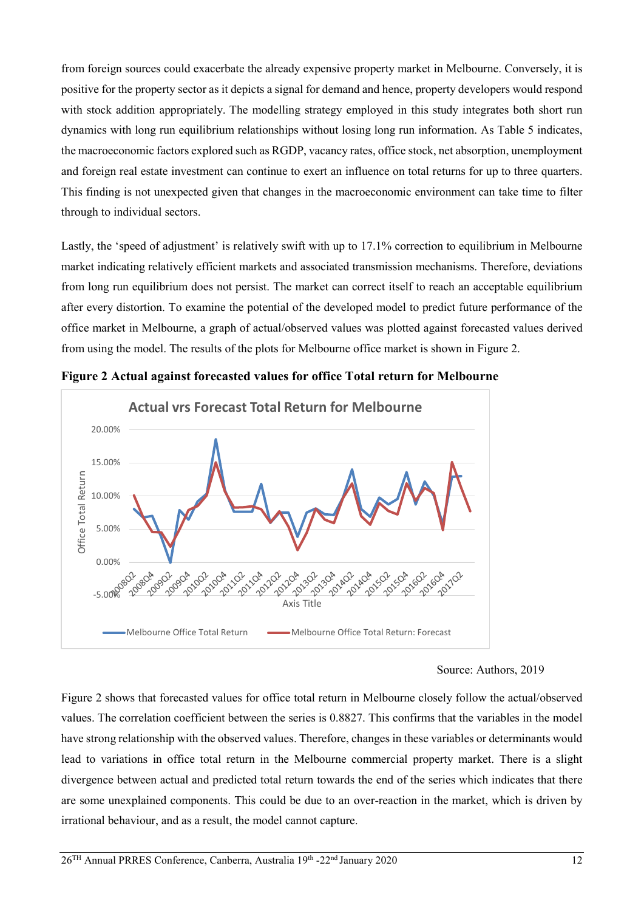from foreign sources could exacerbate the already expensive property market in Melbourne. Conversely, it is positive for the property sector as it depicts a signal for demand and hence, property developers would respond with stock addition appropriately. The modelling strategy employed in this study integrates both short run dynamics with long run equilibrium relationships without losing long run information. As Table 5 indicates, the macroeconomic factors explored such as RGDP, vacancy rates, office stock, net absorption, unemployment and foreign real estate investment can continue to exert an influence on total returns for up to three quarters. This finding is not unexpected given that changes in the macroeconomic environment can take time to filter through to individual sectors.

Lastly, the 'speed of adjustment' is relatively swift with up to 17.1% correction to equilibrium in Melbourne market indicating relatively efficient markets and associated transmission mechanisms. Therefore, deviations from long run equilibrium does not persist. The market can correct itself to reach an acceptable equilibrium after every distortion. To examine the potential of the developed model to predict future performance of the office market in Melbourne, a graph of actual/observed values was plotted against forecasted values derived from using the model. The results of the plots for Melbourne office market is shown in Figure 2.

**Figure 2 Actual against forecasted values for office Total return for Melbourne**

Source: Authors, 2019

Figure 2 shows that forecasted values for office total return in Melbourne closely follow the actual/observed values. The correlation coefficient between the series is 0.8827. This confirms that the variables in the model have strong relationship with the observed values. Therefore, changes in these variables or determinants would lead to variations in office total return in the Melbourne commercial property market. There is a slight divergence between actual and predicted total return towards the end of the series which indicates that there are some unexplained components. This could be due to an over-reaction in the market, which is driven by irrational behaviour, and as a result, the model cannot capture.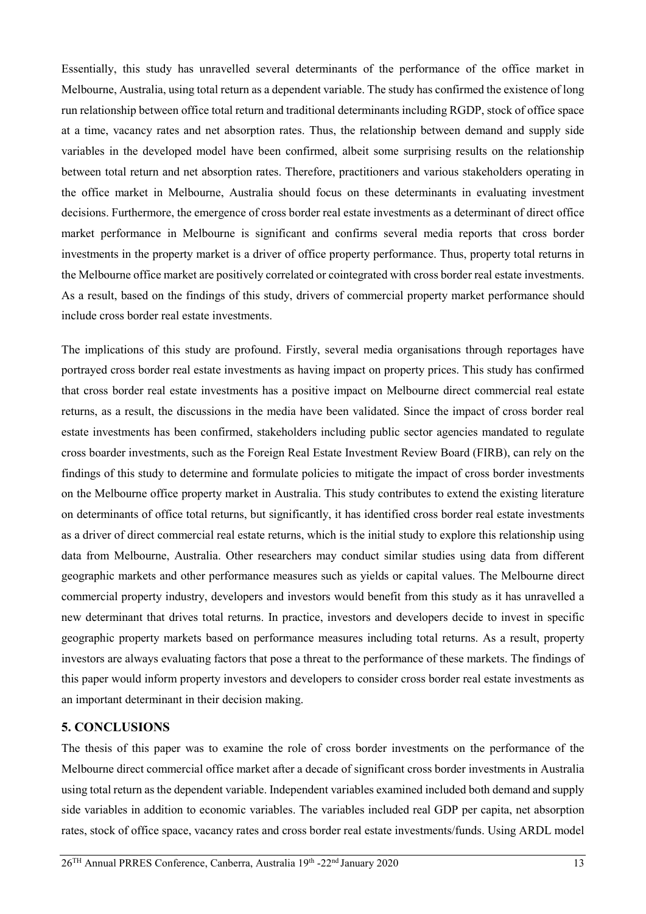Essentially, this study has unravelled several determinants of the performance of the office market in Melbourne, Australia, using total return as a dependent variable. The study has confirmed the existence of long run relationship between office total return and traditional determinants including RGDP, stock of office space at a time, vacancy rates and net absorption rates. Thus, the relationship between demand and supply side variables in the developed model have been confirmed, albeit some surprising results on the relationship between total return and net absorption rates. Therefore, practitioners and various stakeholders operating in the office market in Melbourne, Australia should focus on these determinants in evaluating investment decisions. Furthermore, the emergence of cross border real estate investments as a determinant of direct office market performance in Melbourne is significant and confirms several media reports that cross border investments in the property market is a driver of office property performance. Thus, property total returns in the Melbourne office market are positively correlated or cointegrated with cross border real estate investments. As a result, based on the findings of this study, drivers of commercial property market performance should include cross border real estate investments.

The implications of this study are profound. Firstly, several media organisations through reportages have portrayed cross border real estate investments as having impact on property prices. This study has confirmed that cross border real estate investments has a positive impact on Melbourne direct commercial real estate returns, as a result, the discussions in the media have been validated. Since the impact of cross border real estate investments has been confirmed, stakeholders including public sector agencies mandated to regulate cross boarder investments, such as the Foreign Real Estate Investment Review Board (FIRB), can rely on the findings of this study to determine and formulate policies to mitigate the impact of cross border investments on the Melbourne office property market in Australia. This study contributes to extend the existing literature on determinants of office total returns, but significantly, it has identified cross border real estate investments as a driver of direct commercial real estate returns, which is the initial study to explore this relationship using data from Melbourne, Australia. Other researchers may conduct similar studies using data from different geographic markets and other performance measures such as yields or capital values. The Melbourne direct commercial property industry, developers and investors would benefit from this study as it has unravelled a new determinant that drives total returns. In practice, investors and developers decide to invest in specific geographic property markets based on performance measures including total returns. As a result, property investors are always evaluating factors that pose a threat to the performance of these markets. The findings of this paper would inform property investors and developers to consider cross border real estate investments as an important determinant in their decision making.

## 5. CONCLUSIONS

The thesis of this paper was to examine the role of cross border investments on the performance of the Melbourne direct commercial office market after a decade of significant cross border investments in Australia using total return as the dependent variable. Independent variables examined included both demand and supply side variables in addition to economic variables. The variables included real GDP per capita, net absorption rates, stock of office space, vacancy rates and cross border real estate investments/funds. Using ARDL model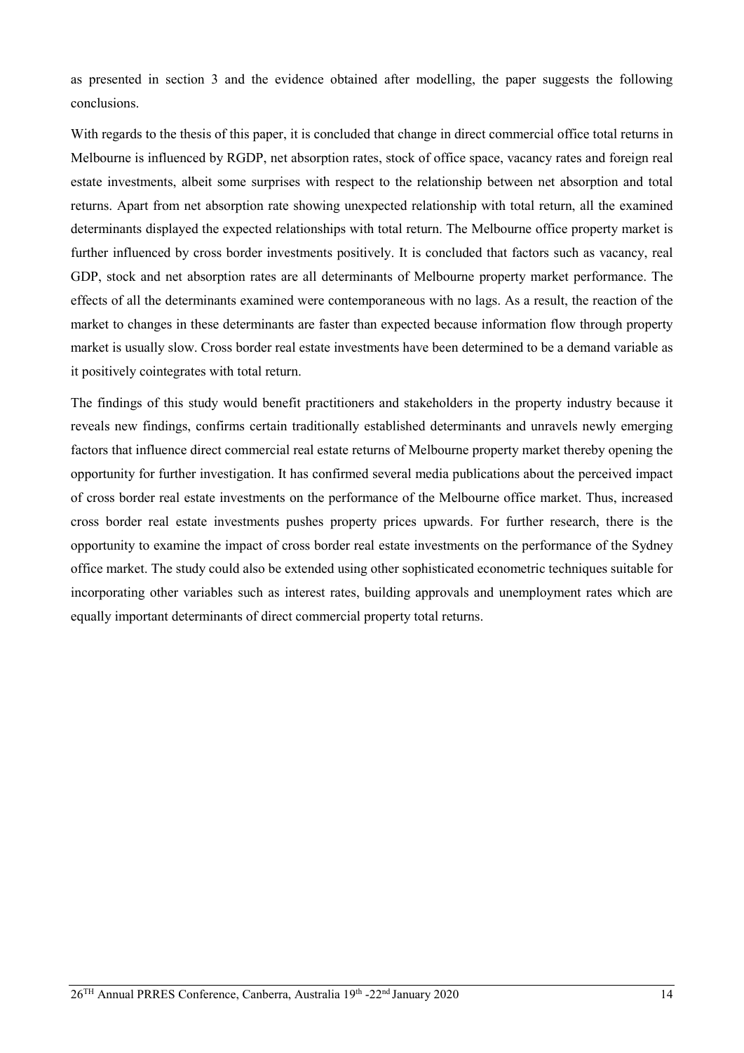as presented in section 3 and the evidence obtained after modelling, the paper suggests the following conclusions.

With regards to the thesis of this paper, it is concluded that change in direct commercial office total returns in Melbourne is influenced by RGDP, net absorption rates, stock of office space, vacancy rates and foreign real estate investments, albeit some surprises with respect to the relationship between net absorption and total returns. Apart from net absorption rate showing unexpected relationship with total return, all the examined determinants displayed the expected relationships with total return. The Melbourne office property market is further influenced by cross border investments positively. It is concluded that factors such as vacancy, real GDP, stock and net absorption rates are all determinants of Melbourne property market performance. The effects of all the determinants examined were contemporaneous with no lags. As a result, the reaction of the market to changes in these determinants are faster than expected because information flow through property market is usually slow. Cross border real estate investments have been determined to be a demand variable as it positively cointegrates with total return.

The findings of this study would benefit practitioners and stakeholders in the property industry because it reveals new findings, confirms certain traditionally established determinants and unravels newly emerging factors that influence direct commercial real estate returns of Melbourne property market thereby opening the opportunity for further investigation. It has confirmed several media publications about the perceived impact of cross border real estate investments on the performance of the Melbourne office market. Thus, increased cross border real estate investments pushes property prices upwards. For further research, there is the opportunity to examine the impact of cross border real estate investments on the performance of the Sydney office market. The study could also be extended using other sophisticated econometric techniques suitable for incorporating other variables such as interest rates, building approvals and unemployment rates which are equally important determinants of direct commercial property total returns.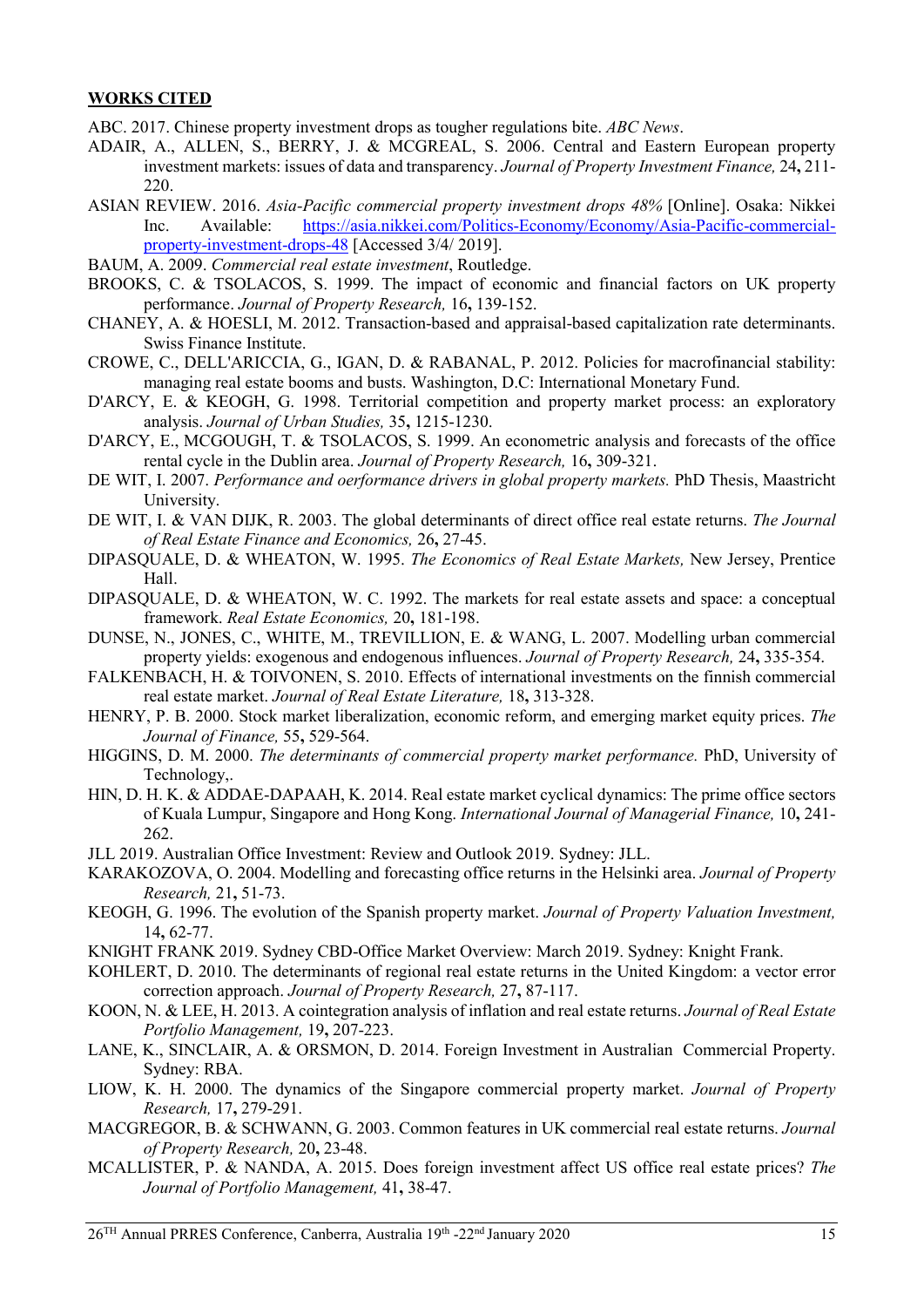## WORKS CITED

ABC. 2017. Chinese property investment drops as tougher regulations bite. *ABC News*.

ADAIR, A., ALLEN, S., BERRY, J. & MCGREAL, S. 2006. Central and Eastern European property investment markets: issues of data and transparency. *Journal of Property Investment Finance,* 24**,** 211-220.

ASIAN REVIEW. 2016. *Asia-Pacific commercial property investment drops 48%* [Online]. Osaka: Nikkei Inc. Available: https://asia.nikkei.com/Politics-Economy/Economy/Asia-Pacific-commercial-property-investment-drops-48 [Accessed 3/4/ 2019].

BAUM, A. 2009. *Commercial real estate investment*, Routledge.

BROOKS, C. & TSOLACOS, S. 1999. The impact of economic and financial factors on UK property performance. *Journal of Property Research,* 16**,** 139-152.

CHANEY, A. & HOESLI, M. 2012. Transaction-based and appraisal-based capitalization rate determinants. Swiss Finance Institute.

CROWE, C., DELL'ARICCIA, G., IGAN, D. & RABANAL, P. 2012. Policies for macrofinancial stability: managing real estate booms and busts. Washington, D.C: International Monetary Fund.

D'ARCY, E. & KEOGH, G. 1998. Territorial competition and property market process: an exploratory analysis. *Journal of Urban Studies,* 35**,** 1215-1230.

D'ARCY, E., MCGOUGH, T. & TSOLACOS, S. 1999. An econometric analysis and forecasts of the office rental cycle in the Dublin area. *Journal of Property Research,* 16**,** 309-321.

DE WIT, I. 2007. *Performance and oerformance drivers in global property markets.* PhD Thesis, Maastricht University.

DE WIT, I. & VAN DIJK, R. 2003. The global determinants of direct office real estate returns. *The Journal of Real Estate Finance and Economics,* 26**,** 27-45.

DIPASQUALE, D. & WHEATON, W. 1995. *The Economics of Real Estate Markets,* New Jersey, Prentice Hall.

DIPASQUALE, D. & WHEATON, W. C. 1992. The markets for real estate assets and space: a conceptual framework. *Real Estate Economics,* 20**,** 181-198.

DUNSE, N., JONES, C., WHITE, M., TREVILLION, E. & WANG, L. 2007. Modelling urban commercial property yields: exogenous and endogenous influences. *Journal of Property Research,* 24**,** 335-354.

FALKENBACH, H. & TOIVONEN, S. 2010. Effects of international investments on the finnish commercial real estate market. *Journal of Real Estate Literature,* 18**,** 313-328.

HENRY, P. B. 2000. Stock market liberalization, economic reform, and emerging market equity prices. *The Journal of Finance,* 55**,** 529-564.

HIGGINS, D. M. 2000. *The determinants of commercial property market performance.* PhD, University of Technology,.

HIN, D. H. K. & ADDAE-DAPAAH, K. 2014. Real estate market cyclical dynamics: The prime office sectors of Kuala Lumpur, Singapore and Hong Kong. *International Journal of Managerial Finance,* 10**,** 241-262.

JLL 2019. Australian Office Investment: Review and Outlook 2019. Sydney: JLL.

KARAKOZOVA, O. 2004. Modelling and forecasting office returns in the Helsinki area. *Journal of Property Research,* 21**,** 51-73.

KEOGH, G. 1996. The evolution of the Spanish property market. *Journal of Property Valuation Investment,* 14**,** 62-77.

KNIGHT FRANK 2019. Sydney CBD-Office Market Overview: March 2019. Sydney: Knight Frank.

KOHLERT, D. 2010. The determinants of regional real estate returns in the United Kingdom: a vector error correction approach. *Journal of Property Research,* 27**,** 87-117.

KOON, N. & LEE, H. 2013. A cointegration analysis of inflation and real estate returns. *Journal of Real Estate Portfolio Management,* 19**,** 207-223.

LANE, K., SINCLAIR, A. & ORSMON, D. 2014. Foreign Investment in Australian Commercial Property. Sydney: RBA.

LIOW, K. H. 2000. The dynamics of the Singapore commercial property market. *Journal of Property Research,* 17**,** 279-291.

MACGREGOR, B. & SCHWANN, G. 2003. Common features in UK commercial real estate returns. *Journal of Property Research,* 20**,** 23-48.

MCALLISTER, P. & NANDA, A. 2015. Does foreign investment affect US office real estate prices? *The Journal of Portfolio Management,* 41**,** 38-47.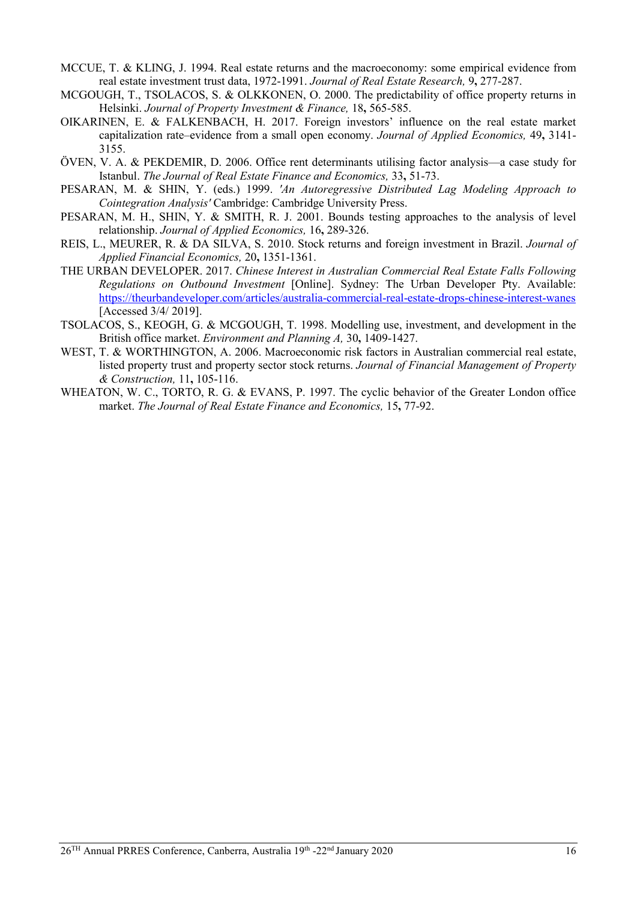MCCUE, T. & KLING, J. 1994. Real estate returns and the macroeconomy: some empirical evidence from real estate investment trust data, 1972-1991. *Journal of Real Estate Research,* 9**,** 277-287.

MCGOUGH, T., TSOLACOS, S. & OLKKONEN, O. 2000. The predictability of office property returns in Helsinki. *Journal of Property Investment & Finance,* 18**,** 565-585.

OIKARINEN, E. & FALKENBACH, H. 2017. Foreign investors' influence on the real estate market capitalization rate–evidence from a small open economy. *Journal of Applied Economics,* 49**,** 3141-3155.

ÖVEN, V. A. & PEKDEMIR, D. 2006. Office rent determinants utilising factor analysis—a case study for Istanbul. *The Journal of Real Estate Finance and Economics,* 33**,** 51-73.

PESARAN, M. & SHIN, Y. (eds.) 1999. *'An Autoregressive Distributed Lag Modeling Approach to Cointegration Analysis'* Cambridge: Cambridge University Press.

PESARAN, M. H., SHIN, Y. & SMITH, R. J. 2001. Bounds testing approaches to the analysis of level relationship. *Journal of Applied Economics,* 16**,** 289-326.

REIS, L., MEURER, R. & DA SILVA, S. 2010. Stock returns and foreign investment in Brazil. *Journal of Applied Financial Economics,* 20**,** 1351-1361.

THE URBAN DEVELOPER. 2017. *Chinese Interest in Australian Commercial Real Estate Falls Following Regulations on Outbound Investment* [Online]. Sydney: The Urban Developer Pty. Available: https://theurbandeveloper.com/articles/australia-commercial-real-estate-drops-chinese-interest-wanes [Accessed 3/4/ 2019].

TSOLACOS, S., KEOGH, G. & MCGOUGH, T. 1998. Modelling use, investment, and development in the British office market. *Environment and Planning A,* 30**,** 1409-1427.

WEST, T. & WORTHINGTON, A. 2006. Macroeconomic risk factors in Australian commercial real estate, listed property trust and property sector stock returns. *Journal of Financial Management of Property & Construction,* 11**,** 105-116.

WHEATON, W. C., TORTO, R. G. & EVANS, P. 1997. The cyclic behavior of the Greater London office market. *The Journal of Real Estate Finance and Economics,* 15**,** 77-92.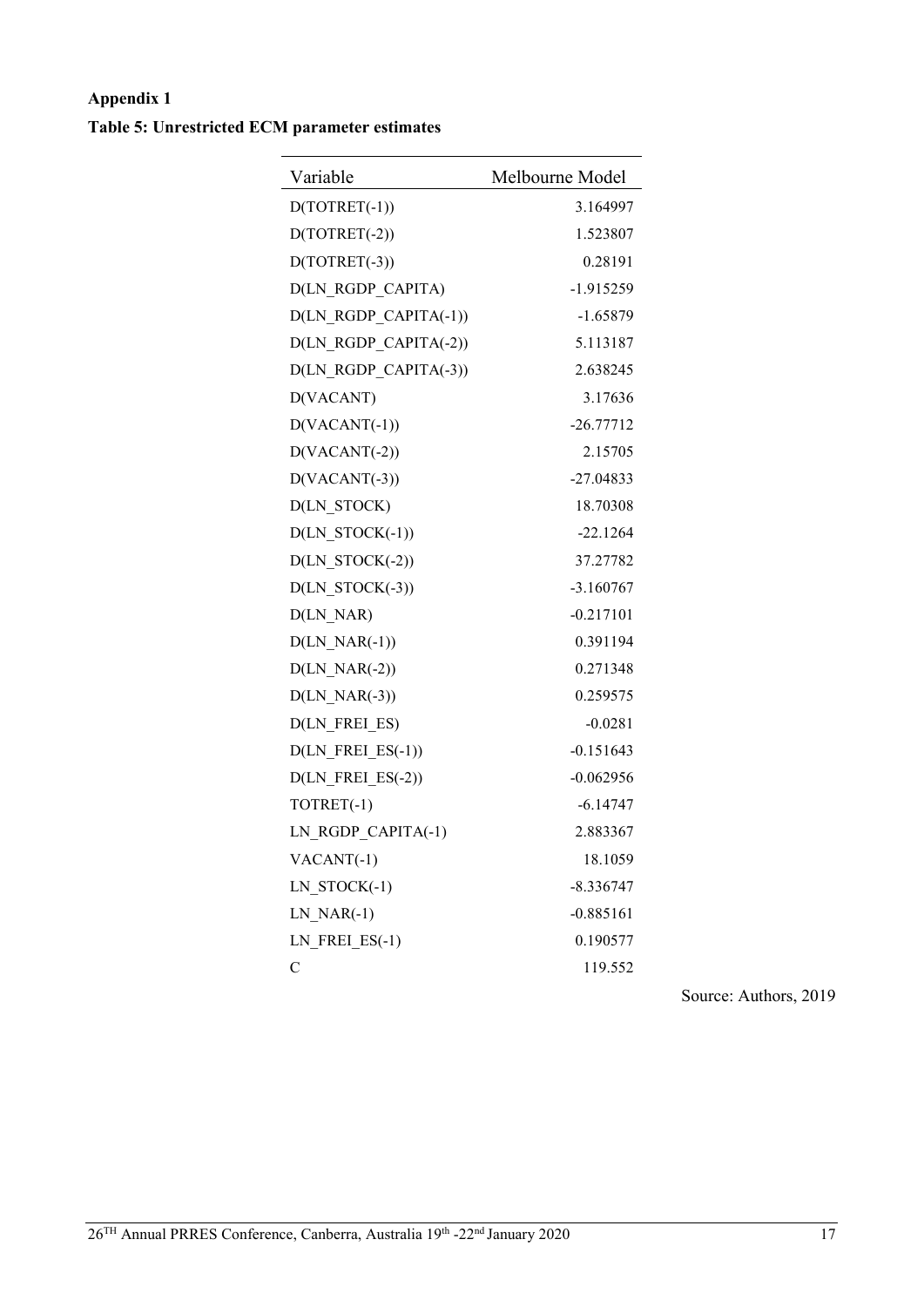**Appendix 1**

**Table 5: Unrestricted ECM parameter estimates**

| Variable | Melbourne Model |
|---|---|
| D(TOTRET(-1)) | 3.164997 |
| D(TOTRET(-2)) | 1.523807 |
| D(TOTRET(-3)) | 0.28191 |
| D(LN_RGDP_CAPITA) | -1.915259 |
| D(LN_RGDP_CAPITA(-1)) | -1.65879 |
| D(LN_RGDP_CAPITA(-2)) | 5.113187 |
| D(LN_RGDP_CAPITA(-3)) | 2.638245 |
| D(VACANT) | 3.17636 |
| D(VACANT(-1)) | -26.77712 |
| D(VACANT(-2)) | 2.15705 |
| D(VACANT(-3)) | -27.04833 |
| D(LN_STOCK) | 18.70308 |
| D(LN_STOCK(-1)) | -22.1264 |
| D(LN_STOCK(-2)) | 37.27782 |
| D(LN_STOCK(-3)) | -3.160767 |
| D(LN_NAR) | -0.217101 |
| D(LN_NAR(-1)) | 0.391194 |
| D(LN_NAR(-2)) | 0.271348 |
| D(LN_NAR(-3)) | 0.259575 |
| D(LN_FREI_ES) | -0.0281 |
| D(LN_FREI_ES(-1)) | -0.151643 |
| D(LN_FREI_ES(-2)) | -0.062956 |
| TOTRET(-1) | -6.14747 |
| LN_RGDP_CAPITA(-1) | 2.883367 |
| VACANT(-1) | 18.1059 |
| LN_STOCK(-1) | -8.336747 |
| LN_NAR(-1) | -0.885161 |
| LN_FREI_ES(-1) | 0.190577 |
| C | 119.552 |

Source: Authors, 2019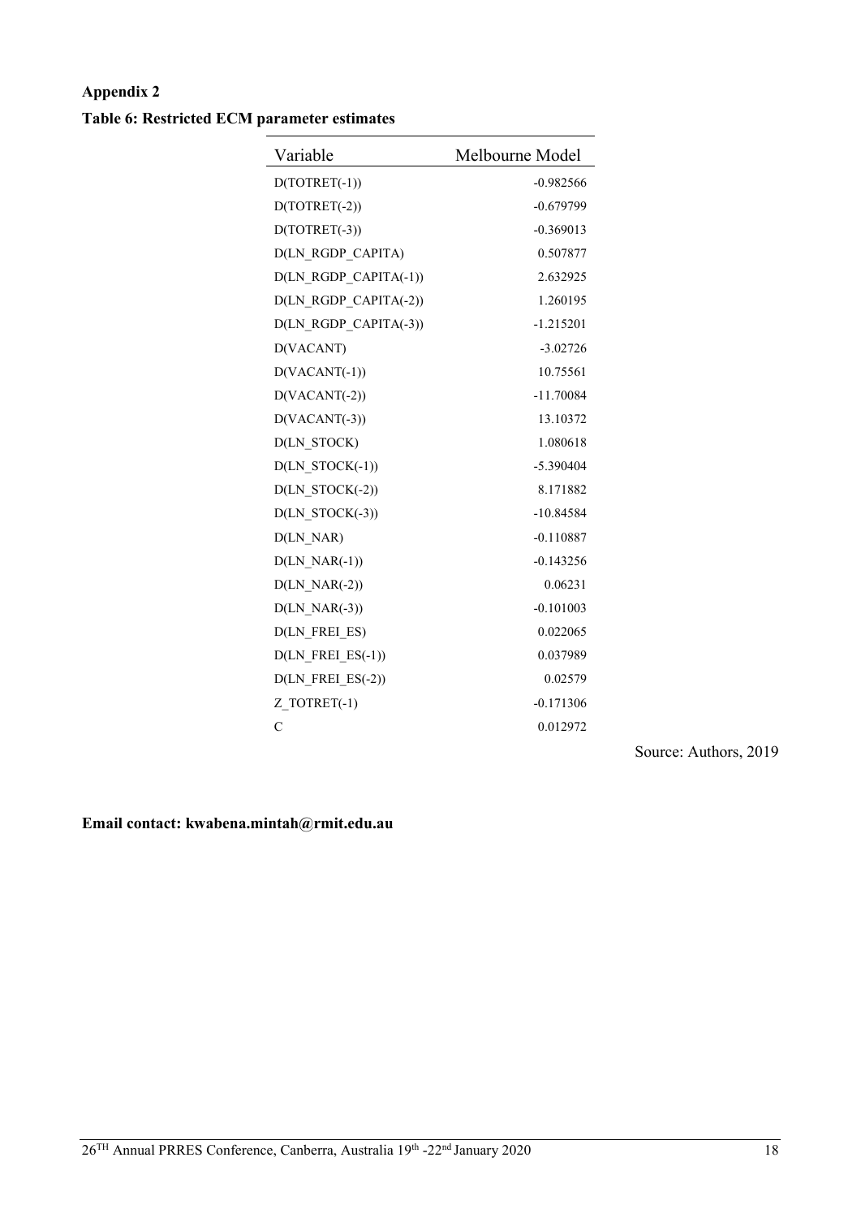**Appendix 2**

**Table 6: Restricted ECM parameter estimates**

| Variable | Melbourne Model |
|---|---|
| D(TOTRET(-1)) | -0.982566 |
| D(TOTRET(-2)) | -0.679799 |
| D(TOTRET(-3)) | -0.369013 |
| D(LN_RGDP_CAPITA) | 0.507877 |
| D(LN_RGDP_CAPITA(-1)) | 2.632925 |
| D(LN_RGDP_CAPITA(-2)) | 1.260195 |
| D(LN_RGDP_CAPITA(-3)) | -1.215201 |
| D(VACANT) | -3.02726 |
| D(VACANT(-1)) | 10.75561 |
| D(VACANT(-2)) | -11.70084 |
| D(VACANT(-3)) | 13.10372 |
| D(LN_STOCK) | 1.080618 |
| D(LN_STOCK(-1)) | -5.390404 |
| D(LN_STOCK(-2)) | 8.171882 |
| D(LN_STOCK(-3)) | -10.84584 |
| D(LN_NAR) | -0.110887 |
| D(LN_NAR(-1)) | -0.143256 |
| D(LN_NAR(-2)) | 0.06231 |
| D(LN_NAR(-3)) | -0.101003 |
| D(LN_FREI_ES) | 0.022065 |
| D(LN_FREI_ES(-1)) | 0.037989 |
| D(LN_FREI_ES(-2)) | 0.02579 |
| Z_TOTRET(-1) | -0.171306 |
| C | 0.012972 |

Source: Authors, 2019

**Email contact: kwabena.mintah@rmit.edu.au**